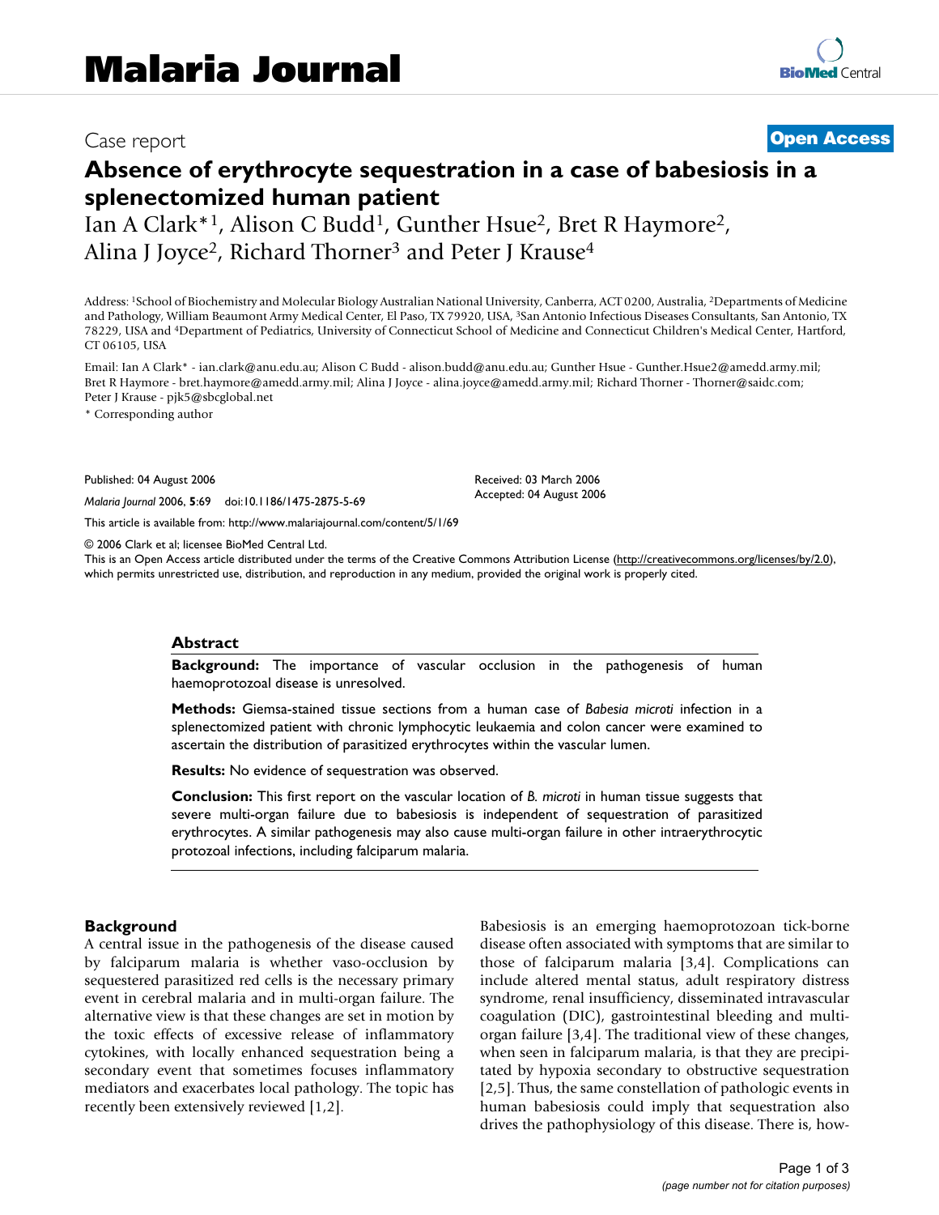# Malaria Journal

Case report

**Open Access**

# Absence of erythrocyte sequestration in a case of babesiosis in a splenectomized human patient

Ian A Clark*[1], Alison C Budd[1], Gunther Hsue[2], Bret R Haymore[2], Alina J Joyce[2], Richard Thorner[3] and Peter J Krause[4]

Address: [1]School of Biochemistry and Molecular Biology Australian National University, Canberra, ACT 0200, Australia, [2]Departments of Medicine and Pathology, William Beaumont Army Medical Center, El Paso, TX 79920, USA, [3]San Antonio Infectious Diseases Consultants, San Antonio, TX 78229, USA and [4]Department of Pediatrics, University of Connecticut School of Medicine and Connecticut Children's Medical Center, Hartford, CT 06105, USA

Email: Ian A Clark* - ian.clark@anu.edu.au; Alison C Budd - alison.budd@anu.edu.au; Gunther Hsue - Gunther.Hsue2@amedd.army.mil; Bret R Haymore - bret.haymore@amedd.army.mil; Alina J Joyce - alina.joyce@amedd.army.mil; Richard Thorner - Thorner@saidc.com; Peter J Krause - pjk5@sbcglobal.net

* Corresponding author

Published: 04 August 2006

*Malaria Journal* 2006, **5**:69 doi:10.1186/1475-2875-5-69

Received: 03 March 2006
Accepted: 04 August 2006

This article is available from: http://www.malariajournal.com/content/5/1/69

© 2006 Clark et al; licensee BioMed Central Ltd.
This is an Open Access article distributed under the terms of the Creative Commons Attribution License (http://creativecommons.org/licenses/by/2.0), which permits unrestricted use, distribution, and reproduction in any medium, provided the original work is properly cited.

## Abstract

**Background:** The importance of vascular occlusion in the pathogenesis of human haemoprotozoal disease is unresolved.

**Methods:** Giemsa-stained tissue sections from a human case of *Babesia microti* infection in a splenectomized patient with chronic lymphocytic leukaemia and colon cancer were examined to ascertain the distribution of parasitized erythrocytes within the vascular lumen.

**Results:** No evidence of sequestration was observed.

**Conclusion:** This first report on the vascular location of *B. microti* in human tissue suggests that severe multi-organ failure due to babesiosis is independent of sequestration of parasitized erythrocytes. A similar pathogenesis may also cause multi-organ failure in other intraerythrocytic protozoal infections, including falciparum malaria.

## Background

A central issue in the pathogenesis of the disease caused by falciparum malaria is whether vaso-occlusion by sequestered parasitized red cells is the necessary primary event in cerebral malaria and in multi-organ failure. The alternative view is that these changes are set in motion by the toxic effects of excessive release of inflammatory cytokines, with locally enhanced sequestration being a secondary event that sometimes focuses inflammatory mediators and exacerbates local pathology. The topic has recently been extensively reviewed [1,2].

Babesiosis is an emerging haemoprotozoan tick-borne disease often associated with symptoms that are similar to those of falciparum malaria [3,4]. Complications can include altered mental status, adult respiratory distress syndrome, renal insufficiency, disseminated intravascular coagulation (DIC), gastrointestinal bleeding and multi-organ failure [3,4]. The traditional view of these changes, when seen in falciparum malaria, is that they are precipitated by hypoxia secondary to obstructive sequestration [2,5]. Thus, the same constellation of pathologic events in human babesiosis could imply that sequestration also drives the pathophysiology of this disease. There is, how-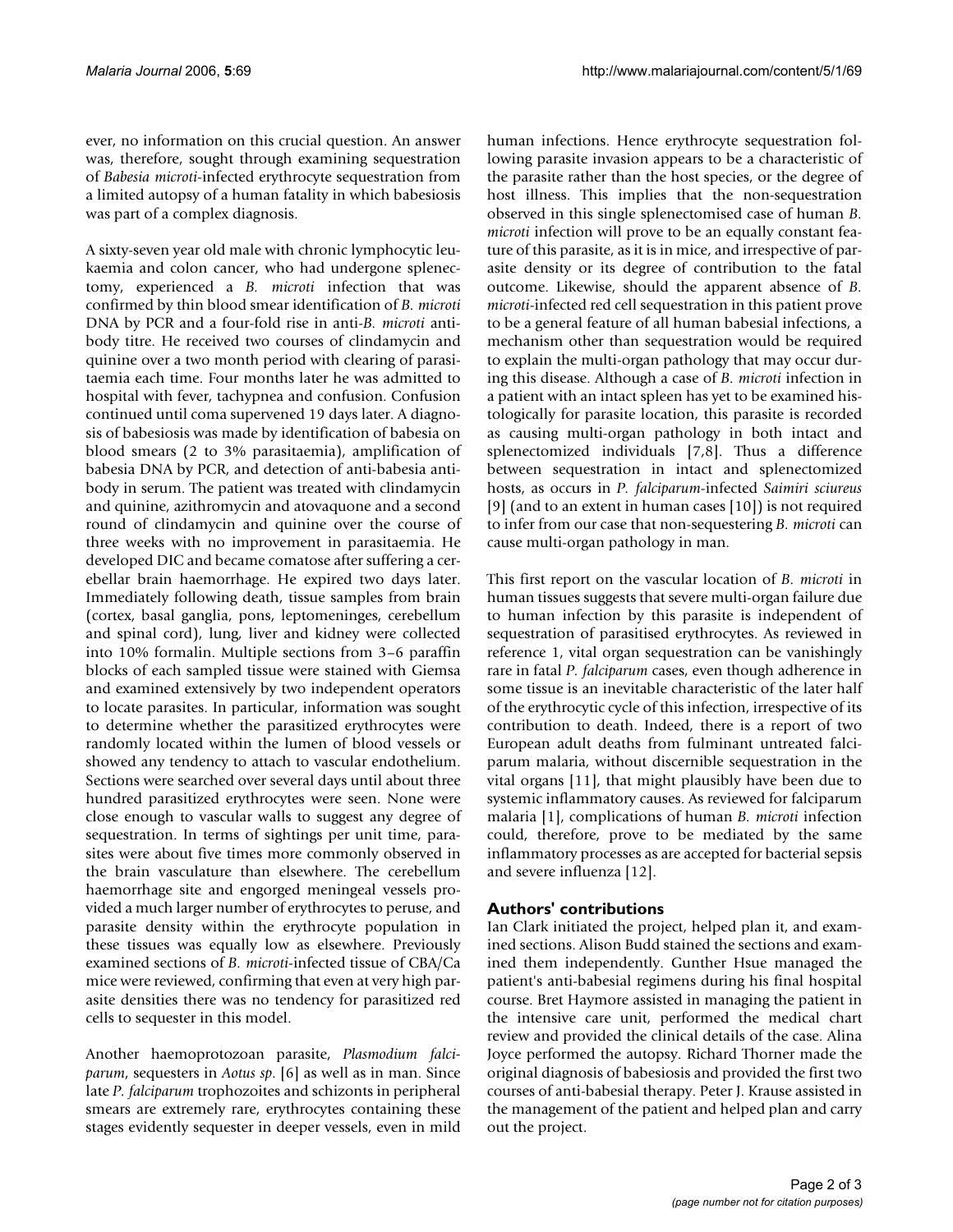ever, no information on this crucial question. An answer was, therefore, sought through examining sequestration of *Babesia microti*-infected erythrocyte sequestration from a limited autopsy of a human fatality in which babesiosis was part of a complex diagnosis.

A sixty-seven year old male with chronic lymphocytic leukaemia and colon cancer, who had undergone splenectomy, experienced a *B. microti* infection that was confirmed by thin blood smear identification of *B. microti* DNA by PCR and a four-fold rise in anti-*B. microti* antibody titre. He received two courses of clindamycin and quinine over a two month period with clearing of parasitaemia each time. Four months later he was admitted to hospital with fever, tachypnea and confusion. Confusion continued until coma supervened 19 days later. A diagnosis of babesiosis was made by identification of babesia on blood smears (2 to 3% parasitaemia), amplification of babesia DNA by PCR, and detection of anti-babesia antibody in serum. The patient was treated with clindamycin and quinine, azithromycin and atovaquone and a second round of clindamycin and quinine over the course of three weeks with no improvement in parasitaemia. He developed DIC and became comatose after suffering a cerebellar brain haemorrhage. He expired two days later. Immediately following death, tissue samples from brain (cortex, basal ganglia, pons, leptomeninges, cerebellum and spinal cord), lung, liver and kidney were collected into 10% formalin. Multiple sections from 3–6 paraffin blocks of each sampled tissue were stained with Giemsa and examined extensively by two independent operators to locate parasites. In particular, information was sought to determine whether the parasitized erythrocytes were randomly located within the lumen of blood vessels or showed any tendency to attach to vascular endothelium. Sections were searched over several days until about three hundred parasitized erythrocytes were seen. None were close enough to vascular walls to suggest any degree of sequestration. In terms of sightings per unit time, parasites were about five times more commonly observed in the brain vasculature than elsewhere. The cerebellum haemorrhage site and engorged meningeal vessels provided a much larger number of erythrocytes to peruse, and parasite density within the erythrocyte population in these tissues was equally low as elsewhere. Previously examined sections of *B. microti*-infected tissue of CBA/Ca mice were reviewed, confirming that even at very high parasite densities there was no tendency for parasitized red cells to sequester in this model.

Another haemoprotozoan parasite, *Plasmodium falciparum*, sequesters in *Aotus sp*. [6] as well as in man. Since late *P. falciparum* trophozoites and schizonts in peripheral smears are extremely rare, erythrocytes containing these stages evidently sequester in deeper vessels, even in mild human infections. Hence erythrocyte sequestration following parasite invasion appears to be a characteristic of the parasite rather than the host species, or the degree of host illness. This implies that the non-sequestration observed in this single splenectomised case of human *B. microti* infection will prove to be an equally constant feature of this parasite, as it is in mice, and irrespective of parasite density or its degree of contribution to the fatal outcome. Likewise, should the apparent absence of *B. microti*-infected red cell sequestration in this patient prove to be a general feature of all human babesial infections, a mechanism other than sequestration would be required to explain the multi-organ pathology that may occur during this disease. Although a case of *B. microti* infection in a patient with an intact spleen has yet to be examined histologically for parasite location, this parasite is recorded as causing multi-organ pathology in both intact and splenectomized individuals [7,8]. Thus a difference between sequestration in intact and splenectomized hosts, as occurs in *P. falciparum*-infected *Saimiri sciureus* [9] (and to an extent in human cases [10]) is not required to infer from our case that non-sequestering *B. microti* can cause multi-organ pathology in man.

This first report on the vascular location of *B. microti* in human tissues suggests that severe multi-organ failure due to human infection by this parasite is independent of sequestration of parasitised erythrocytes. As reviewed in reference 1, vital organ sequestration can be vanishingly rare in fatal *P. falciparum* cases, even though adherence in some tissue is an inevitable characteristic of the later half of the erythrocytic cycle of this infection, irrespective of its contribution to death. Indeed, there is a report of two European adult deaths from fulminant untreated falciparum malaria, without discernible sequestration in the vital organs [11], that might plausibly have been due to systemic inflammatory causes. As reviewed for falciparum malaria [1], complications of human *B. microti* infection could, therefore, prove to be mediated by the same inflammatory processes as are accepted for bacterial sepsis and severe influenza [12].

## Authors' contributions

Ian Clark initiated the project, helped plan it, and examined sections. Alison Budd stained the sections and examined them independently. Gunther Hsue managed the patient's anti-babesial regimens during his final hospital course. Bret Haymore assisted in managing the patient in the intensive care unit, performed the medical chart review and provided the clinical details of the case. Alina Joyce performed the autopsy. Richard Thorner made the original diagnosis of babesiosis and provided the first two courses of anti-babesial therapy. Peter J. Krause assisted in the management of the patient and helped plan and carry out the project.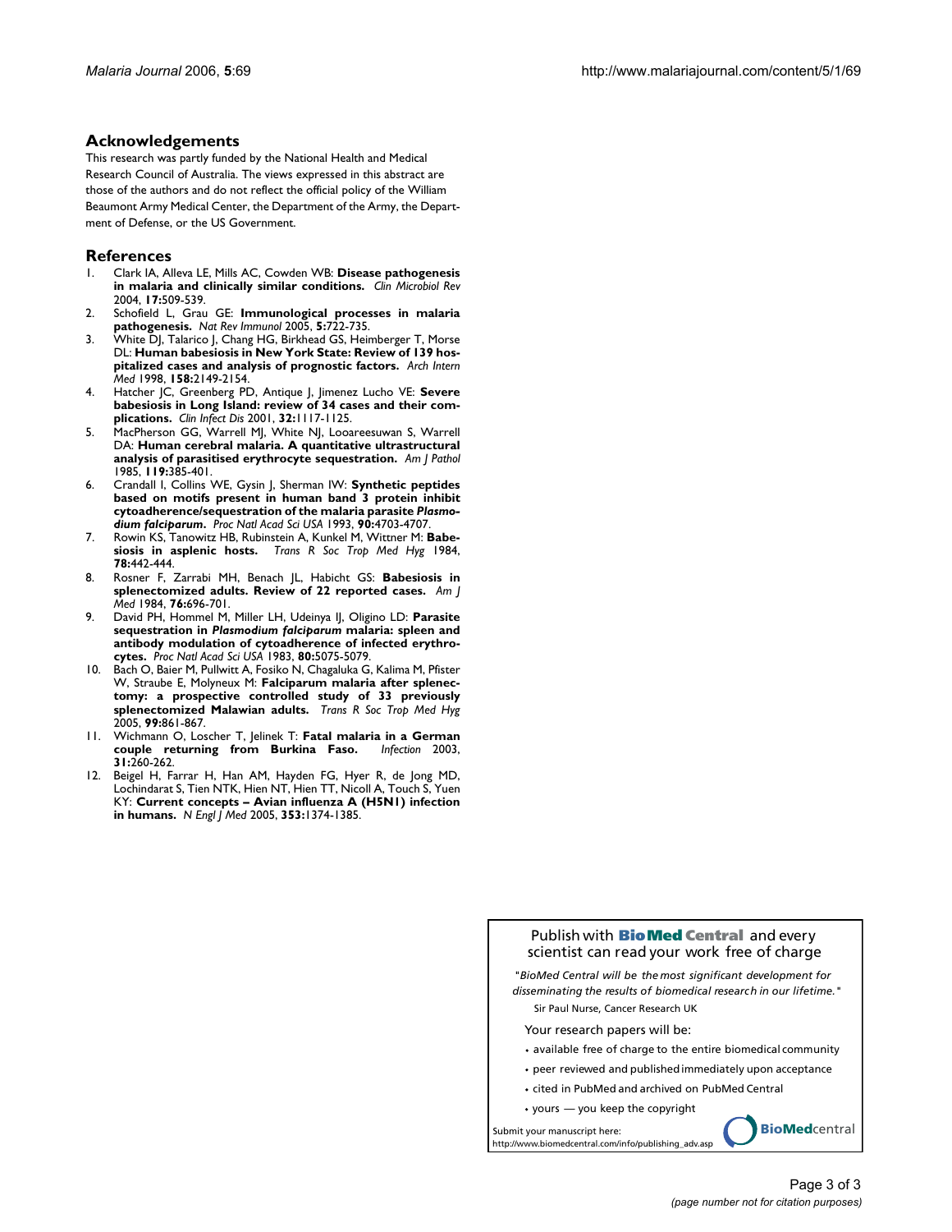## Acknowledgements

This research was partly funded by the National Health and Medical Research Council of Australia. The views expressed in this abstract are those of the authors and do not reflect the official policy of the William Beaumont Army Medical Center, the Department of the Army, the Department of Defense, or the US Government.

## References

1. Clark IA, Alleva LE, Mills AC, Cowden WB: **Disease pathogenesis in malaria and clinically similar conditions.** *Clin Microbiol Rev* 2004, **17:**509-539.
2. Schofield L, Grau GE: **Immunological processes in malaria pathogenesis.** *Nat Rev Immunol* 2005, **5:**722-735.
3. White DJ, Talarico J, Chang HG, Birkhead GS, Heimberger T, Morse DL: **Human babesiosis in New York State: Review of 139 hospitalized cases and analysis of prognostic factors.** *Arch Intern Med* 1998, **158:**2149-2154.
4. Hatcher JC, Greenberg PD, Antique J, Jimenez Lucho VE: **Severe babesiosis in Long Island: review of 34 cases and their complications.** *Clin Infect Dis* 2001, **32:**1117-1125.
5. MacPherson GG, Warrell MJ, White NJ, Looareesuwan S, Warrell DA: **Human cerebral malaria. A quantitative ultrastructural analysis of parasitised erythrocyte sequestration.** *Am J Pathol* 1985, **119:**385-401.
6. Crandall I, Collins WE, Gysin J, Sherman IW: **Synthetic peptides based on motifs present in human band 3 protein inhibit cytoadherence/sequestration of the malaria parasite *Plasmodium falciparum*.** *Proc Natl Acad Sci USA* 1993, **90:**4703-4707.
7. Rowin KS, Tanowitz HB, Rubinstein A, Kunkel M, Wittner M: **Babesiosis in asplenic hosts.** *Trans R Soc Trop Med Hyg* 1984, **78:**442-444.
8. Rosner F, Zarrabi MH, Benach JL, Habicht GS: **Babesiosis in splenectomized adults. Review of 22 reported cases.** *Am J Med* 1984, **76:**696-701.
9. David PH, Hommel M, Miller LH, Udeinya IJ, Oligino LD: **Parasite sequestration in *Plasmodium falciparum* malaria: spleen and antibody modulation of cytoadherence of infected erythrocytes.** *Proc Natl Acad Sci USA* 1983, **80:**5075-5079.
10. Bach O, Baier M, Pullwitt A, Fosiko N, Chagaluka G, Kalima M, Pfister W, Straube E, Molyneux M: **Falciparum malaria after splenectomy: a prospective controlled study of 33 previously splenectomized Malawian adults.** *Trans R Soc Trop Med Hyg* 2005, **99:**861-867.
11. Wichmann O, Loscher T, Jelinek T: **Fatal malaria in a German couple returning from Burkina Faso.** *Infection* 2003, **31:**260-262.
12. Beigel H, Farrar H, Han AM, Hayden FG, Hyer R, de Jong MD, Lochindarat S, Tien NTK, Hien NT, Hien TT, Nicoll A, Touch S, Yuen KY: **Current concepts – Avian influenza A (H5N1) infection in humans.** *N Engl J Med* 2005, **353:**1374-1385.

Publish with **BioMed Central** and every scientist can read your work free of charge

*"BioMed Central will be the most significant development for disseminating the results of biomedical research in our lifetime."*

Sir Paul Nurse, Cancer Research UK

Your research papers will be:

- available free of charge to the entire biomedical community
- peer reviewed and published immediately upon acceptance
- cited in PubMed and archived on PubMed Central
- yours — you keep the copyright

Submit your manuscript here:
http://www.biomedcentral.com/info/publishing_adv.asp

BioMedcentral